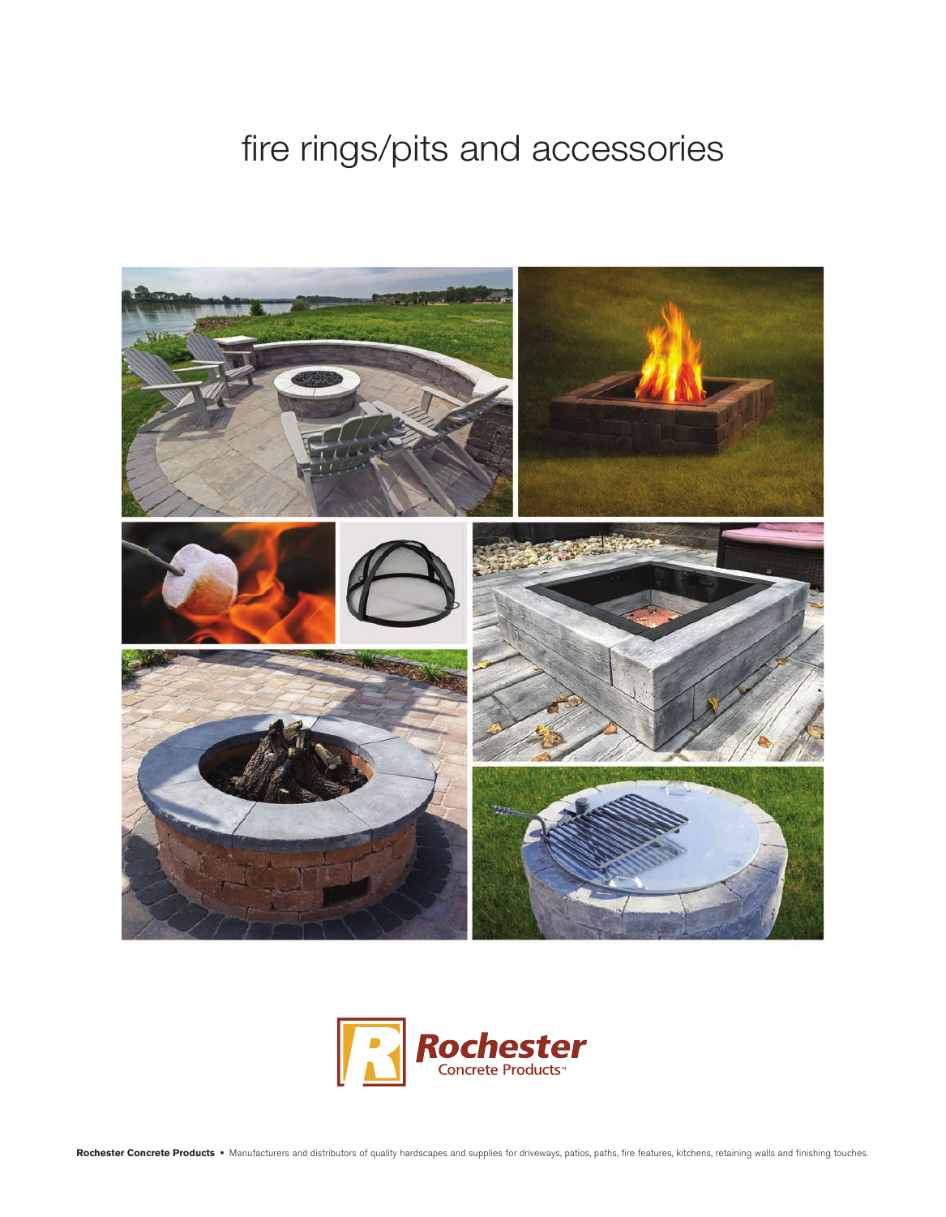# fire rings/pits and accessories

Rochester Concrete Products™

**Rochester Concrete Products** • Manufacturers and distributors of quality hardscapes and supplies for driveways, patios, paths, fire features, kitchens, retaining walls and finishing touches.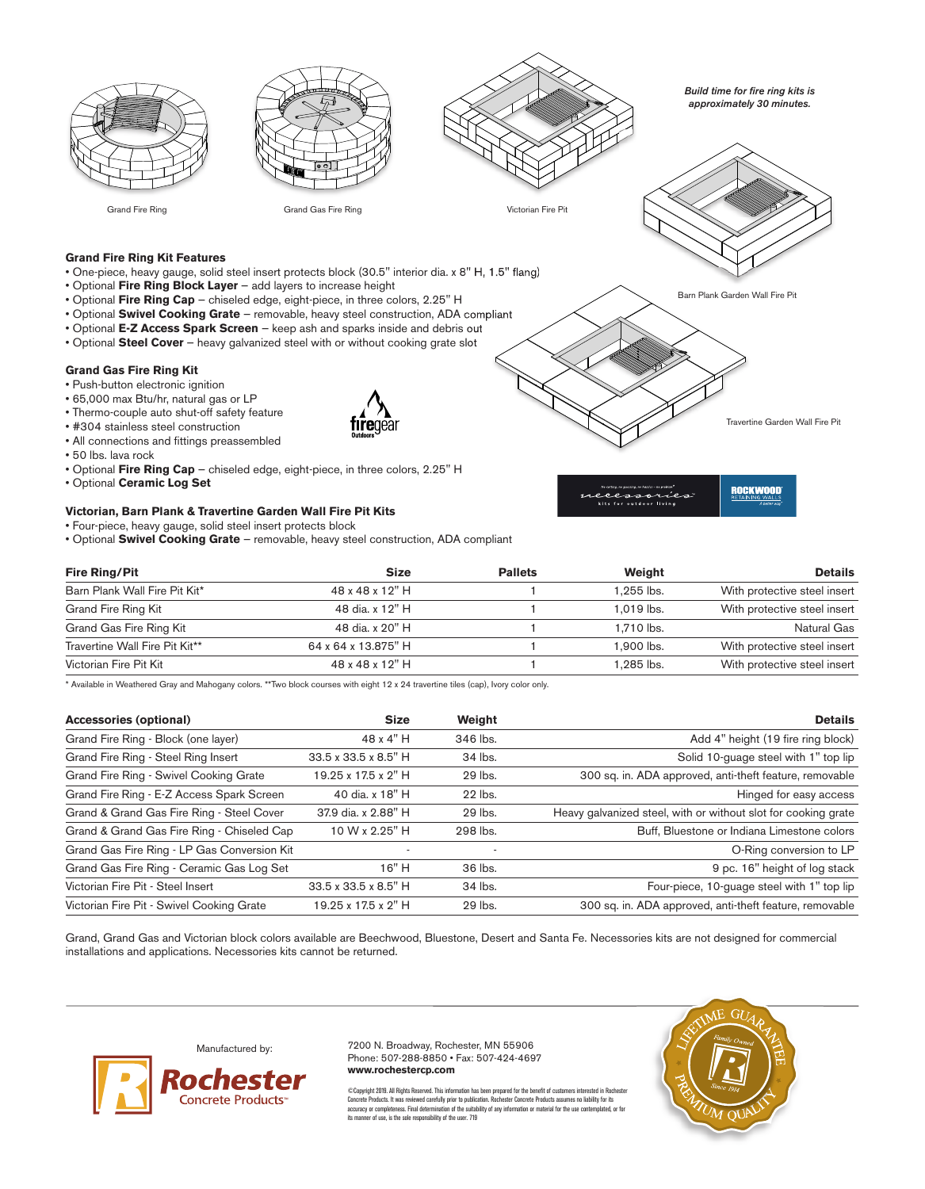Grand Fire Ring

Grand Gas Fire Ring

Victorian Fire Pit

*Build time for fire ring kits is approximately 30 minutes.*

Barn Plank Garden Wall Fire Pit

Travertine Garden Wall Fire Pit

### Grand Fire Ring Kit Features

- One-piece, heavy gauge, solid steel insert protects block (30.5" interior dia. x 8" H, 1.5" flang)
- Optional **Fire Ring Block Layer** – add layers to increase height
- Optional **Fire Ring Cap** – chiseled edge, eight-piece, in three colors, 2.25" H
- Optional **Swivel Cooking Grate** – removable, heavy steel construction, ADA compliant
- Optional **E-Z Access Spark Screen** – keep ash and sparks inside and debris out
- Optional **Steel Cover** – heavy galvanized steel with or without cooking grate slot

### Grand Gas Fire Ring Kit

- Push-button electronic ignition
- 65,000 max Btu/hr, natural gas or LP
- Thermo-couple auto shut-off safety feature
- #304 stainless steel construction
- All connections and fittings preassembled
- 50 lbs. lava rock
- Optional **Fire Ring Cap** – chiseled edge, eight-piece, in three colors, 2.25" H
- Optional **Ceramic Log Set**

### Victorian, Barn Plank & Travertine Garden Wall Fire Pit Kits

- Four-piece, heavy gauge, solid steel insert protects block
- Optional **Swivel Cooking Grate** – removable, heavy steel construction, ADA compliant

| Fire Ring/Pit | Size | Pallets | Weight | Details |
|---|---|---|---|---|
| Barn Plank Wall Fire Pit Kit* | 48 x 48 x 12" H | 1 | 1,255 lbs. | With protective steel insert |
| Grand Fire Ring Kit | 48 dia. x 12" H | 1 | 1,019 lbs. | With protective steel insert |
| Grand Gas Fire Ring Kit | 48 dia. x 20" H | 1 | 1,710 lbs. | Natural Gas |
| Travertine Wall Fire Pit Kit** | 64 x 64 x 13.875" H | 1 | 1,900 lbs. | With protective steel insert |
| Victorian Fire Pit Kit | 48 x 48 x 12" H | 1 | 1,285 lbs. | With protective steel insert |

* Available in Weathered Gray and Mahogany colors. **Two block courses with eight 12 x 24 travertine tiles (cap), Ivory color only.

| Accessories (optional) | Size | Weight | Details |
|---|---|---|---|
| Grand Fire Ring - Block (one layer) | 48 x 4" H | 346 lbs. | Add 4" height (19 fire ring block) |
| Grand Fire Ring - Steel Ring Insert | 33.5 x 33.5 x 8.5" H | 34 lbs. | Solid 10-guage steel with 1" top lip |
| Grand Fire Ring - Swivel Cooking Grate | 19.25 x 17.5 x 2" H | 29 lbs. | 300 sq. in. ADA approved, anti-theft feature, removable |
| Grand Fire Ring - E-Z Access Spark Screen | 40 dia. x 18" H | 22 lbs. | Hinged for easy access |
| Grand & Grand Gas Fire Ring - Steel Cover | 37.9 dia. x 2.88" H | 29 lbs. | Heavy galvanized steel, with or without slot for cooking grate |
| Grand & Grand Gas Fire Ring - Chiseled Cap | 10 W x 2.25" H | 298 lbs. | Buff, Bluestone or Indiana Limestone colors |
| Grand Gas Fire Ring - LP Gas Conversion Kit | - | - | O-Ring conversion to LP |
| Grand Gas Fire Ring - Ceramic Gas Log Set | 16" H | 36 lbs. | 9 pc. 16" height of log stack |
| Victorian Fire Pit - Steel Insert | 33.5 x 33.5 x 8.5" H | 34 lbs. | Four-piece, 10-guage steel with 1" top lip |
| Victorian Fire Pit - Swivel Cooking Grate | 19.25 x 17.5 x 2" H | 29 lbs. | 300 sq. in. ADA approved, anti-theft feature, removable |

Grand, Grand Gas and Victorian block colors available are Beechwood, Bluestone, Desert and Santa Fe. Necessories kits are not designed for commercial installations and applications. Necessories kits cannot be returned.

Manufactured by:

Rochester Concrete Products

7200 N. Broadway, Rochester, MN 55906
Phone: 507-288-8850 • Fax: 507-424-4697
**www.rochestercp.com**

©Copyright 2019. All Rights Reserved. This information has been prepared for the benefit of customers interested in Rochester Concrete Products. It was reviewed carefully prior to publication. Rochester Concrete Products assumes no liability for its accuracy or completeness. Final determination of the suitability of any information or material for the use contemplated, or for its manner of use, is the sole responsibility of the user. 719